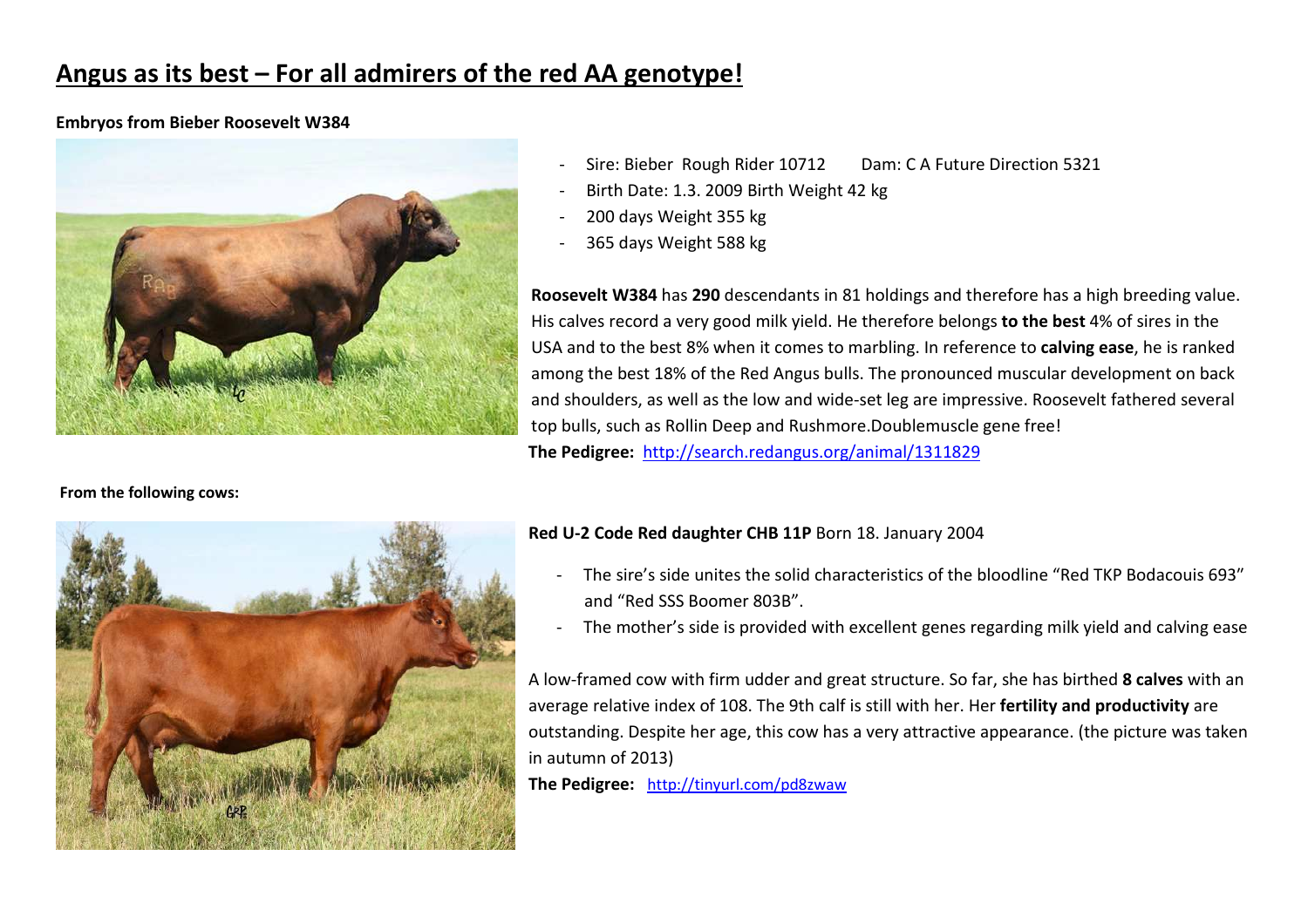# Angus as its best – For all admirers of the red AA genotype!

**Embryos from Bieber Roosevelt W384**

- Sire: Bieber Rough Rider 10712 Dam: C A Future Direction 5321
- Birth Date: 1.3. 2009 Birth Weight 42 kg
- 200 days Weight 355 kg
- 365 days Weight 588 kg

**Roosevelt W384** has **290** descendants in 81 holdings and therefore has a high breeding value. His calves record a very good milk yield. He therefore belongs **to the best** 4% of sires in the USA and to the best 8% when it comes to marbling. In reference to **calving ease**, he is ranked among the best 18% of the Red Angus bulls. The pronounced muscular development on back and shoulders, as well as the low and wide-set leg are impressive. Roosevelt fathered several top bulls, such as Rollin Deep and Rushmore.Doublemuscle gene free!

**The Pedigree:** http://search.redangus.org/animal/1311829

**From the following cows:**

**Red U-2 Code Red daughter CHB 11P** Born 18. January 2004

- The sire's side unites the solid characteristics of the bloodline "Red TKP Bodacouis 693" and "Red SSS Boomer 803B".
- The mother's side is provided with excellent genes regarding milk yield and calving ease

A low-framed cow with firm udder and great structure. So far, she has birthed **8 calves** with an average relative index of 108. The 9th calf is still with her. Her **fertility and productivity** are outstanding. Despite her age, this cow has a very attractive appearance. (the picture was taken in autumn of 2013)

**The Pedigree:** http://tinyurl.com/pd8zwaw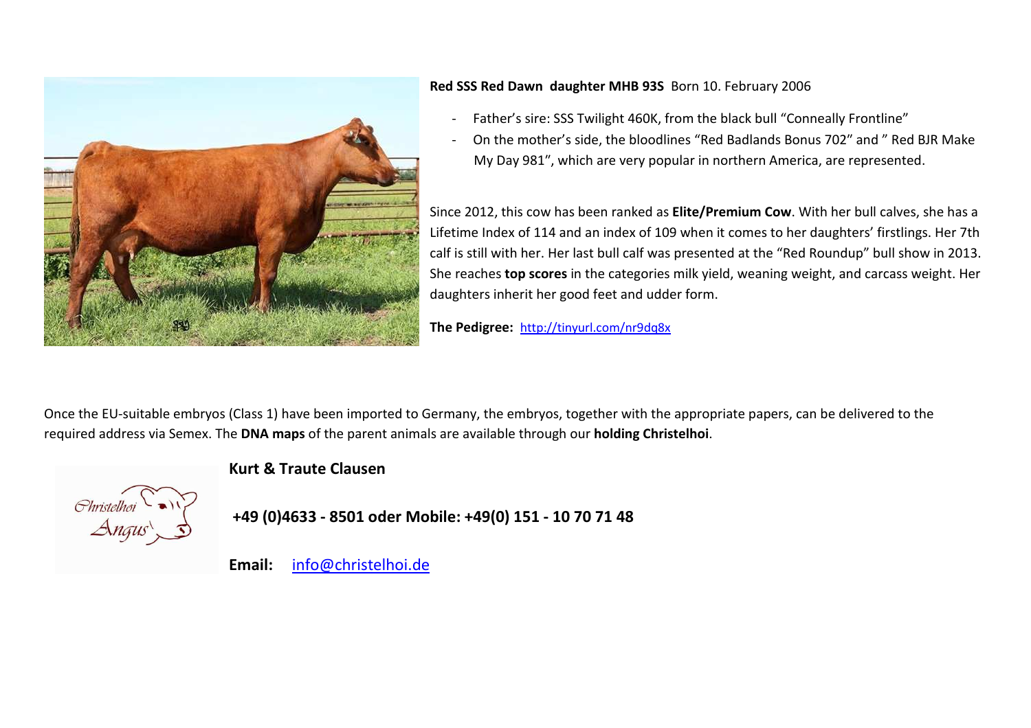**Red SSS Red Dawn daughter MHB 93S** Born 10. February 2006

- Father's sire: SSS Twilight 460K, from the black bull "Conneally Frontline"
- On the mother's side, the bloodlines "Red Badlands Bonus 702" and " Red BJR Make My Day 981", which are very popular in northern America, are represented.

Since 2012, this cow has been ranked as **Elite/Premium Cow**. With her bull calves, she has a Lifetime Index of 114 and an index of 109 when it comes to her daughters' firstlings. Her 7th calf is still with her. Her last bull calf was presented at the "Red Roundup" bull show in 2013. She reaches **top scores** in the categories milk yield, weaning weight, and carcass weight. Her daughters inherit her good feet and udder form.

**The Pedigree:** http://tinyurl.com/nr9dq8x

Once the EU-suitable embryos (Class 1) have been imported to Germany, the embryos, together with the appropriate papers, can be delivered to the required address via Semex. The **DNA maps** of the parent animals are available through our **holding Christelhoi**.

Christelhoi Angus

**Kurt & Traute Clausen**

**+49 (0)4633 - 8501 oder Mobile: +49(0) 151 - 10 70 71 48**

**Email:** info@christelhoi.de